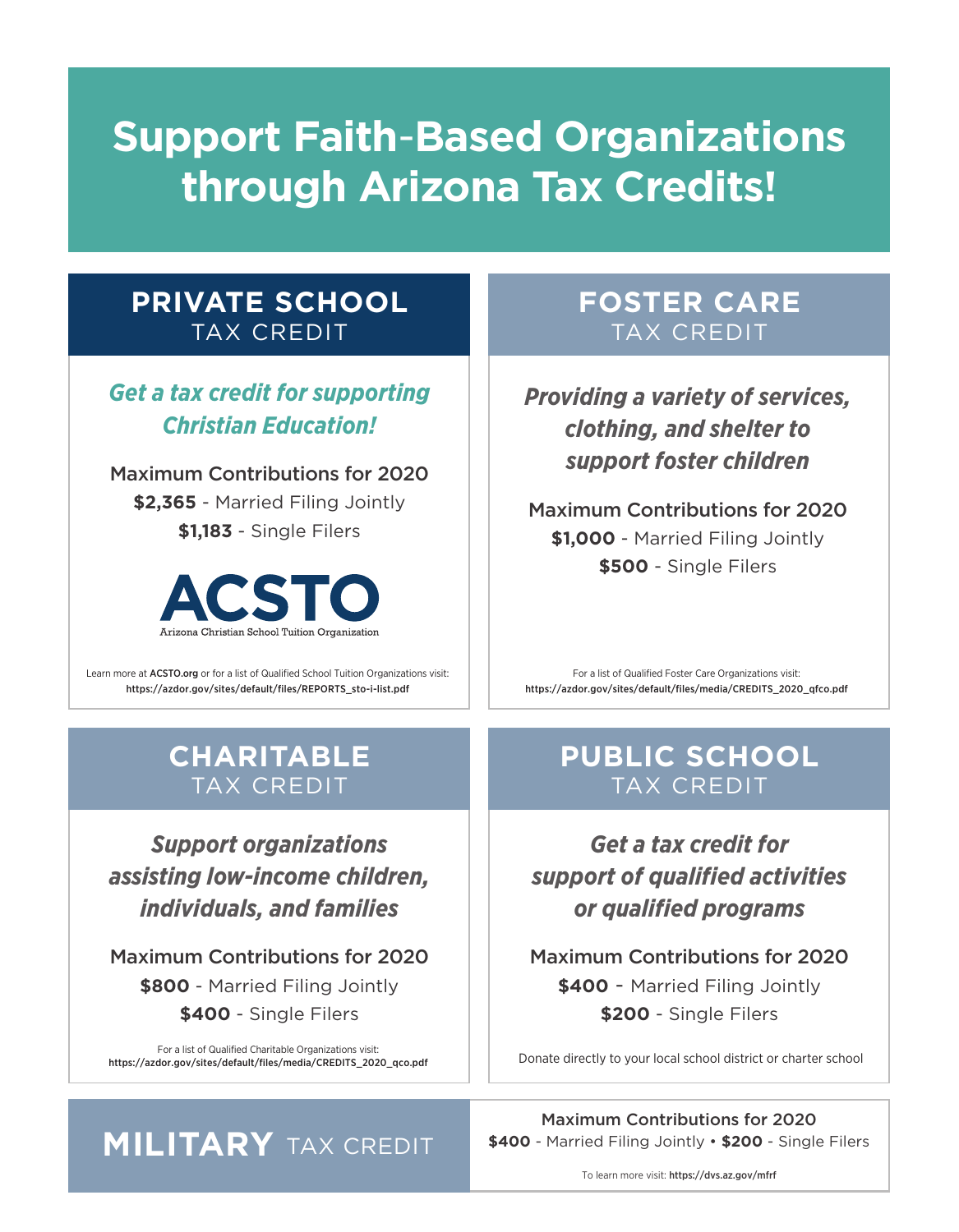# Support Faith-Based Organizations through Arizona Tax Credits!

## PRIVATE SCHOOL TAX CREDIT

***Get a tax credit for supporting Christian Education!***

Maximum Contributions for 2020

**$2,365** - Married Filing Jointly

**$1,183** - Single Filers

**ACSTO**

Arizona Christian School Tuition Organization

Learn more at ACSTO.org or for a list of Qualified School Tuition Organizations visit:
https://azdor.gov/sites/default/files/REPORTS_sto-i-list.pdf

## FOSTER CARE TAX CREDIT

***Providing a variety of services, clothing, and shelter to support foster children***

Maximum Contributions for 2020

**$1,000** - Married Filing Jointly

**$500** - Single Filers

For a list of Qualified Foster Care Organizations visit:
https://azdor.gov/sites/default/files/media/CREDITS_2020_qfco.pdf

## CHARITABLE TAX CREDIT

***Support organizations assisting low-income children, individuals, and families***

Maximum Contributions for 2020

**$800** - Married Filing Jointly

**$400** - Single Filers

For a list of Qualified Charitable Organizations visit:
https://azdor.gov/sites/default/files/media/CREDITS_2020_qco.pdf

## PUBLIC SCHOOL TAX CREDIT

***Get a tax credit for support of qualified activities or qualified programs***

Maximum Contributions for 2020

**$400** - Married Filing Jointly

**$200** - Single Filers

Donate directly to your local school district or charter school

## MILITARY TAX CREDIT

Maximum Contributions for 2020

**$400** - Married Filing Jointly • **$200** - Single Filers

To learn more visit: https://dvs.az.gov/mfrf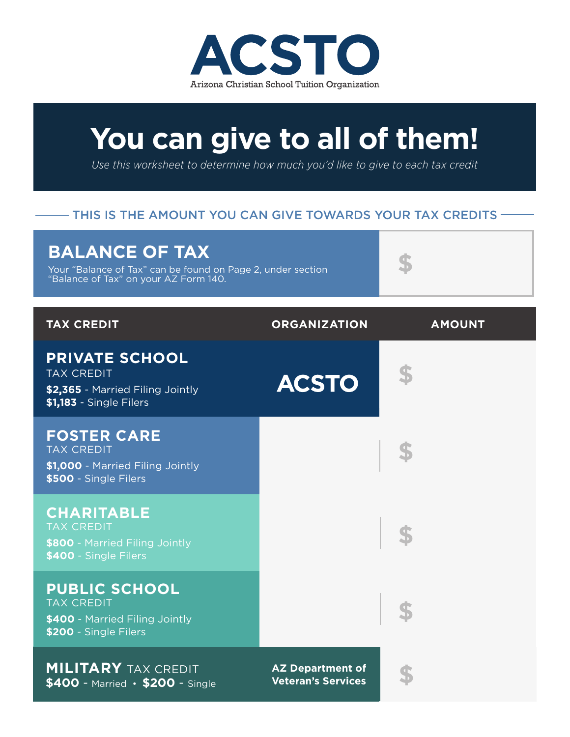# ACSTO

Arizona Christian School Tuition Organization

## You can give to all of them!

*Use this worksheet to determine how much you'd like to give to each tax credit*

THIS IS THE AMOUNT YOU CAN GIVE TOWARDS YOUR TAX CREDITS

| | |
|---|---|
| **BALANCE OF TAX**<br>Your "Balance of Tax" can be found on Page 2, under section "Balance of Tax" on your AZ Form 140. | $ |

| TAX CREDIT | ORGANIZATION | AMOUNT |
|---|---|---|
| **PRIVATE SCHOOL** TAX CREDIT<br>**$2,365** - Married Filing Jointly<br>**$1,183** - Single Filers | ACSTO | $ |
| **FOSTER CARE** TAX CREDIT<br>**$1,000** - Married Filing Jointly<br>**$500** - Single Filers | | $ |
| **CHARITABLE** TAX CREDIT<br>**$800** - Married Filing Jointly<br>**$400** - Single Filers | | $ |
| **PUBLIC SCHOOL** TAX CREDIT<br>**$400** - Married Filing Jointly<br>**$200** - Single Filers | | $ |
| **MILITARY** TAX CREDIT<br>**$400** - Married • **$200** - Single | AZ Department of Veteran's Services | $ |